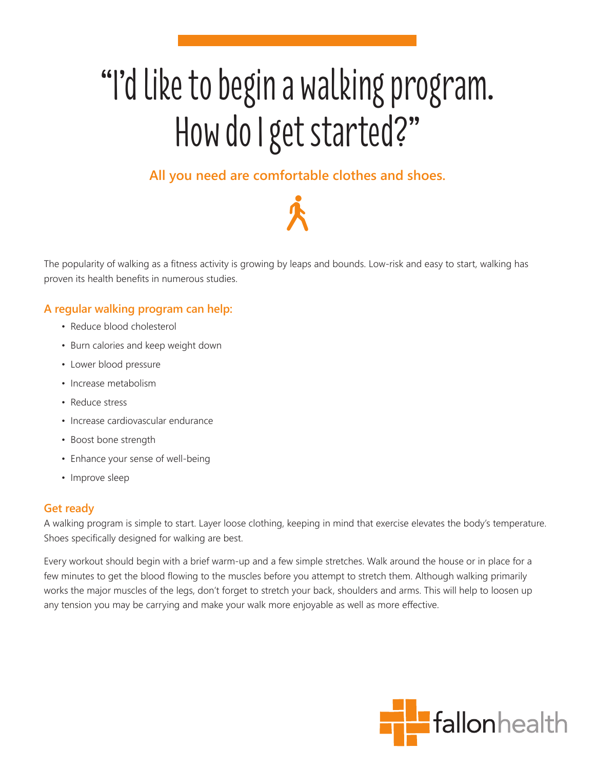# "I'd like to begin a walking program. How do I get started?"

**All you need are comfortable clothes and shoes.**

The popularity of walking as a fitness activity is growing by leaps and bounds. Low-risk and easy to start, walking has proven its health benefits in numerous studies.

## A regular walking program can help:

- Reduce blood cholesterol
- Burn calories and keep weight down
- Lower blood pressure
- Increase metabolism
- Reduce stress
- Increase cardiovascular endurance
- Boost bone strength
- Enhance your sense of well-being
- Improve sleep

## Get ready

A walking program is simple to start. Layer loose clothing, keeping in mind that exercise elevates the body's temperature. Shoes specifically designed for walking are best.

Every workout should begin with a brief warm-up and a few simple stretches. Walk around the house or in place for a few minutes to get the blood flowing to the muscles before you attempt to stretch them. Although walking primarily works the major muscles of the legs, don't forget to stretch your back, shoulders and arms. This will help to loosen up any tension you may be carrying and make your walk more enjoyable as well as more effective.

fallonhealth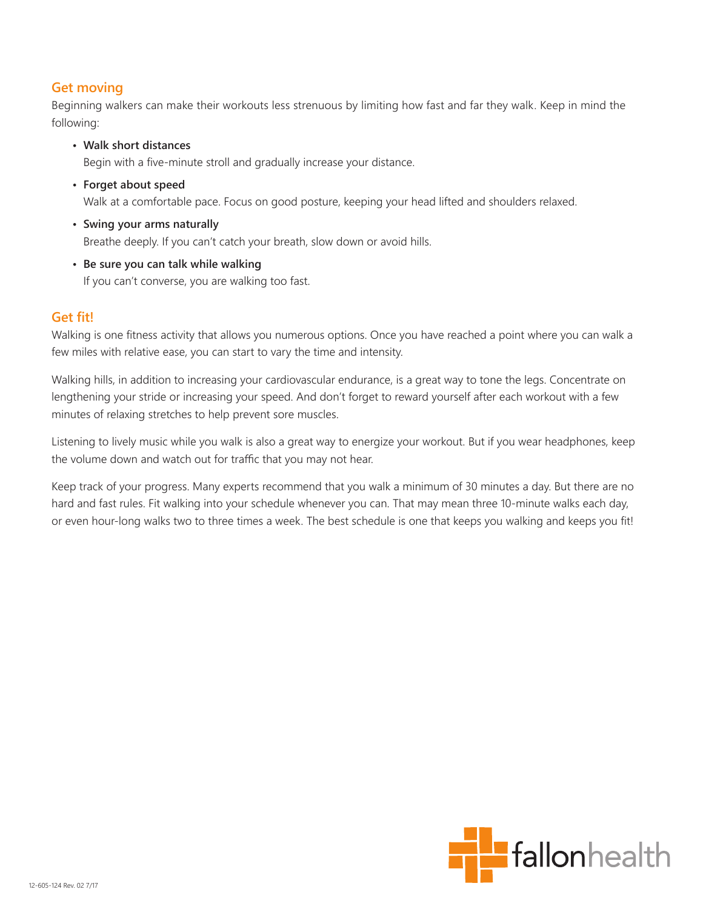## Get moving

Beginning walkers can make their workouts less strenuous by limiting how fast and far they walk. Keep in mind the following:

- **Walk short distances**
  Begin with a five-minute stroll and gradually increase your distance.
- **Forget about speed**
  Walk at a comfortable pace. Focus on good posture, keeping your head lifted and shoulders relaxed.
- **Swing your arms naturally**
  Breathe deeply. If you can't catch your breath, slow down or avoid hills.
- **Be sure you can talk while walking**
  If you can't converse, you are walking too fast.

## Get fit!

Walking is one fitness activity that allows you numerous options. Once you have reached a point where you can walk a few miles with relative ease, you can start to vary the time and intensity.

Walking hills, in addition to increasing your cardiovascular endurance, is a great way to tone the legs. Concentrate on lengthening your stride or increasing your speed. And don't forget to reward yourself after each workout with a few minutes of relaxing stretches to help prevent sore muscles.

Listening to lively music while you walk is also a great way to energize your workout. But if you wear headphones, keep the volume down and watch out for traffic that you may not hear.

Keep track of your progress. Many experts recommend that you walk a minimum of 30 minutes a day. But there are no hard and fast rules. Fit walking into your schedule whenever you can. That may mean three 10-minute walks each day, or even hour-long walks two to three times a week. The best schedule is one that keeps you walking and keeps you fit!

fallonhealth

12-605-124 Rev. 02 7/17